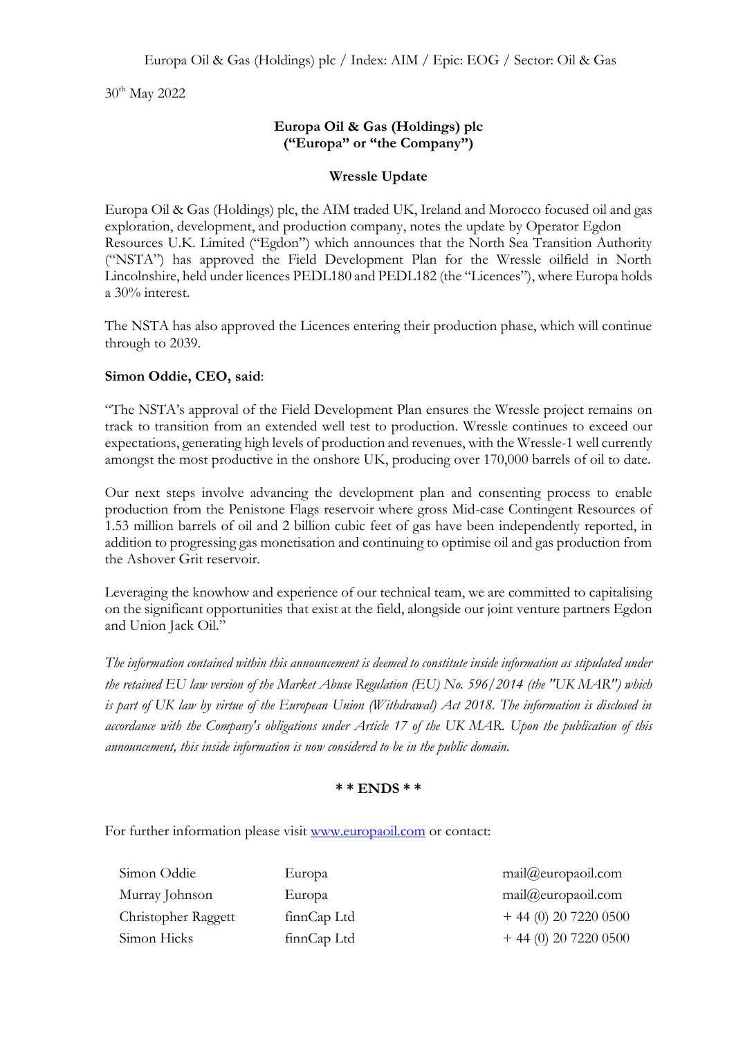Europa Oil & Gas (Holdings) plc / Index: AIM / Epic: EOG / Sector: Oil & Gas

30th May 2022

**Europa Oil & Gas (Holdings) plc**
**("Europa" or "the Company")**

**Wressle Update**

Europa Oil & Gas (Holdings) plc, the AIM traded UK, Ireland and Morocco focused oil and gas exploration, development, and production company, notes the update by Operator Egdon Resources U.K. Limited ("Egdon") which announces that the North Sea Transition Authority ("NSTA") has approved the Field Development Plan for the Wressle oilfield in North Lincolnshire, held under licences PEDL180 and PEDL182 (the "Licences"), where Europa holds a 30% interest.

The NSTA has also approved the Licences entering their production phase, which will continue through to 2039.

**Simon Oddie, CEO, said**:

"The NSTA's approval of the Field Development Plan ensures the Wressle project remains on track to transition from an extended well test to production. Wressle continues to exceed our expectations, generating high levels of production and revenues, with the Wressle-1 well currently amongst the most productive in the onshore UK, producing over 170,000 barrels of oil to date.

Our next steps involve advancing the development plan and consenting process to enable production from the Penistone Flags reservoir where gross Mid-case Contingent Resources of 1.53 million barrels of oil and 2 billion cubic feet of gas have been independently reported, in addition to progressing gas monetisation and continuing to optimise oil and gas production from the Ashover Grit reservoir.

Leveraging the knowhow and experience of our technical team, we are committed to capitalising on the significant opportunities that exist at the field, alongside our joint venture partners Egdon and Union Jack Oil."

*The information contained within this announcement is deemed to constitute inside information as stipulated under the retained EU law version of the Market Abuse Regulation (EU) No. 596/2014 (the "UK MAR") which is part of UK law by virtue of the European Union (Withdrawal) Act 2018. The information is disclosed in accordance with the Company's obligations under Article 17 of the UK MAR. Upon the publication of this announcement, this inside information is now considered to be in the public domain.*

**\* \* ENDS \* \***

For further information please visit [www.europaoil.com](http://www.europaoil.com) or contact:

| | | |
|---|---|---|
| Simon Oddie | Europa | mail@europaoil.com |
| Murray Johnson | Europa | mail@europaoil.com |
| Christopher Raggett | finnCap Ltd | + 44 (0) 20 7220 0500 |
| Simon Hicks | finnCap Ltd | + 44 (0) 20 7220 0500 |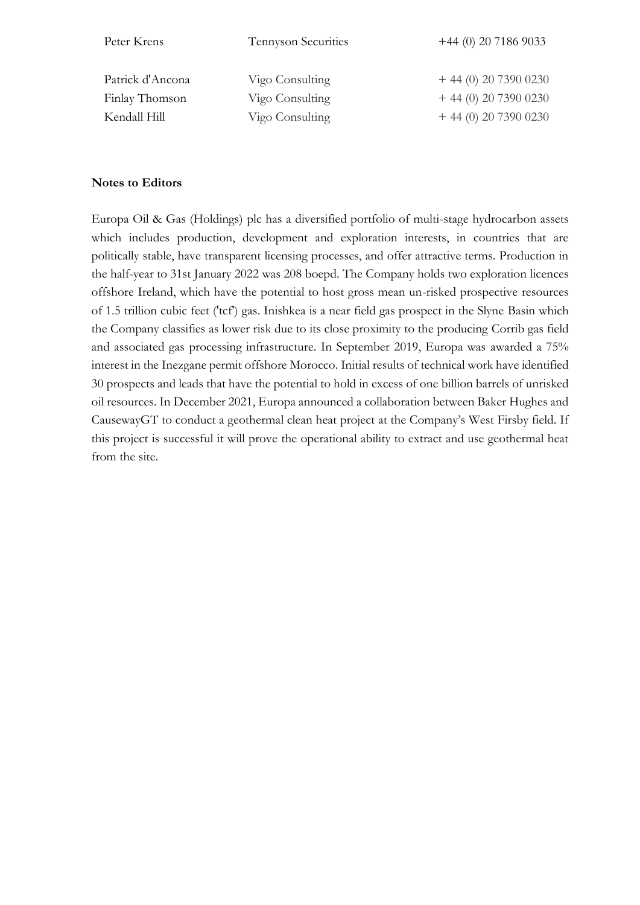| | | |
|---|---|---|
| Peter Krens | Tennyson Securities | +44 (0) 20 7186 9033 |
| Patrick d'Ancona | Vigo Consulting | + 44 (0) 20 7390 0230 |
| Finlay Thomson | Vigo Consulting | + 44 (0) 20 7390 0230 |
| Kendall Hill | Vigo Consulting | + 44 (0) 20 7390 0230 |

**Notes to Editors**

Europa Oil & Gas (Holdings) plc has a diversified portfolio of multi-stage hydrocarbon assets which includes production, development and exploration interests, in countries that are politically stable, have transparent licensing processes, and offer attractive terms. Production in the half-year to 31st January 2022 was 208 boepd. The Company holds two exploration licences offshore Ireland, which have the potential to host gross mean un-risked prospective resources of 1.5 trillion cubic feet ('tcf') gas. Inishkea is a near field gas prospect in the Slyne Basin which the Company classifies as lower risk due to its close proximity to the producing Corrib gas field and associated gas processing infrastructure. In September 2019, Europa was awarded a 75% interest in the Inezgane permit offshore Morocco. Initial results of technical work have identified 30 prospects and leads that have the potential to hold in excess of one billion barrels of unrisked oil resources. In December 2021, Europa announced a collaboration between Baker Hughes and CausewayGT to conduct a geothermal clean heat project at the Company's West Firsby field. If this project is successful it will prove the operational ability to extract and use geothermal heat from the site.